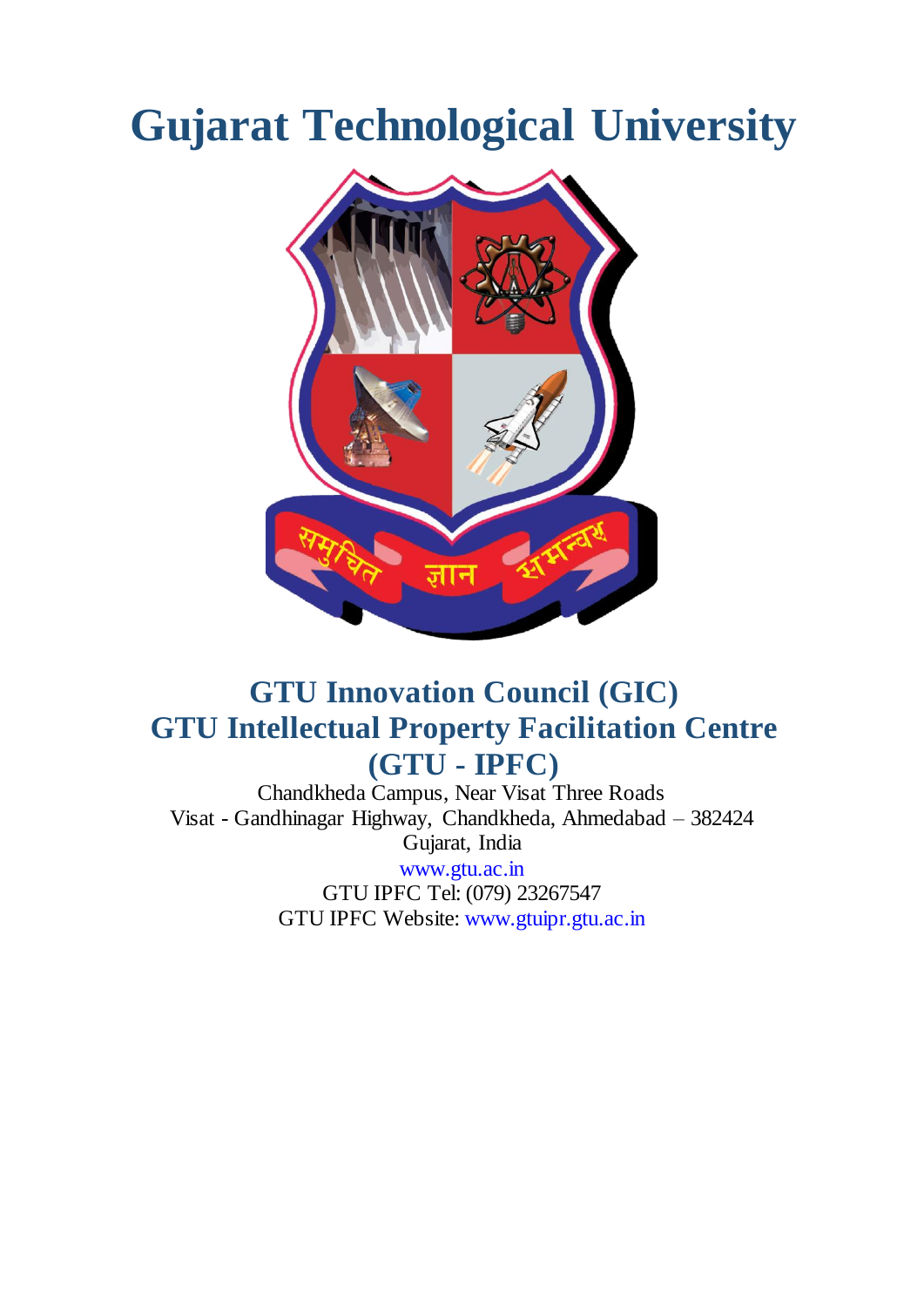# Gujarat Technological University

## GTU Innovation Council (GIC)
## GTU Intellectual Property Facilitation Centre (GTU - IPFC)

Chandkheda Campus, Near Visat Three Roads
Visat - Gandhinagar Highway, Chandkheda, Ahmedabad – 382424
Gujarat, India
www.gtu.ac.in
GTU IPFC Tel: (079) 23267547
GTU IPFC Website: www.gtuipr.gtu.ac.in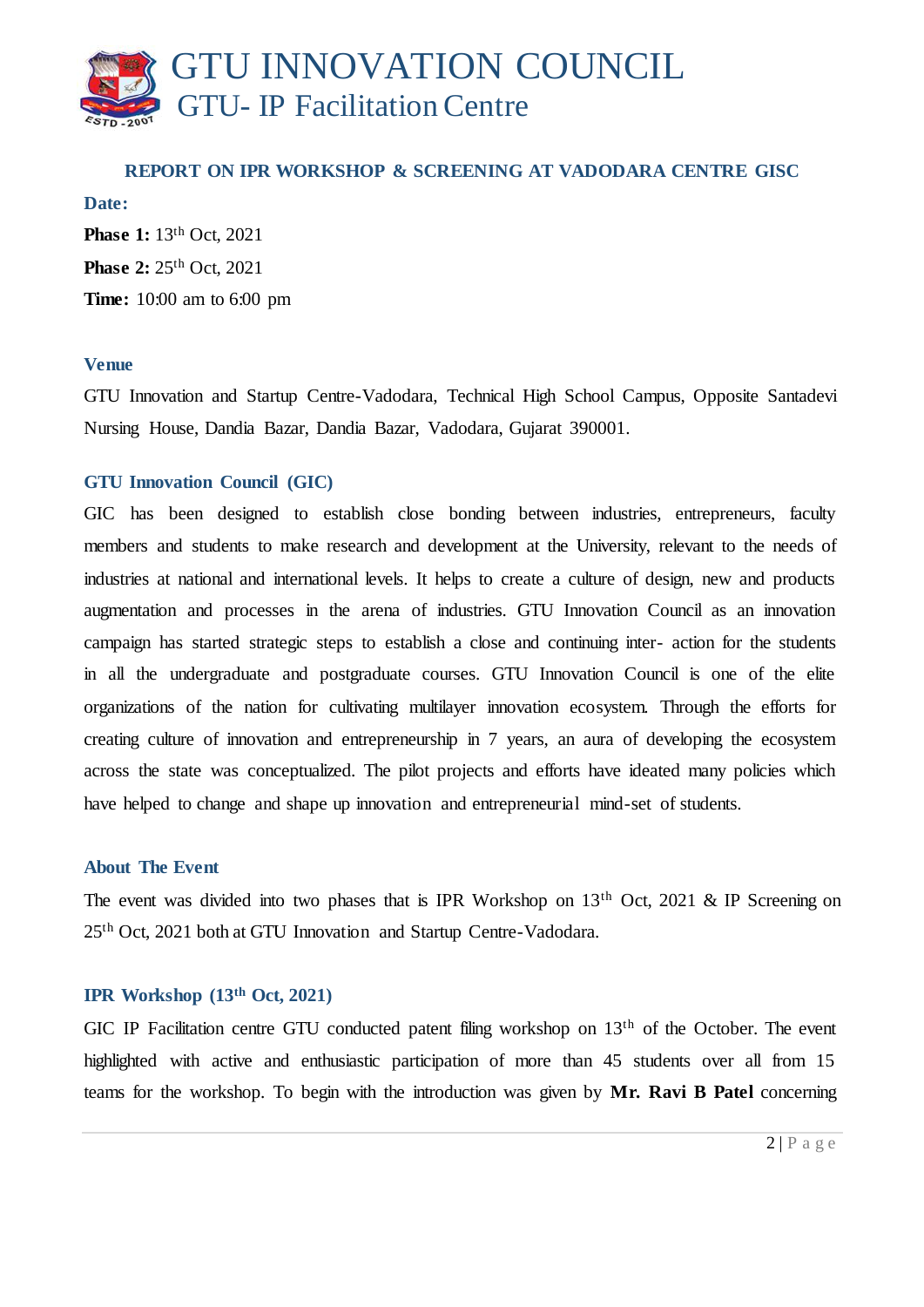# GTU INNOVATION COUNCIL

## GTU- IP Facilitation Centre

### REPORT ON IPR WORKSHOP & SCREENING AT VADODARA CENTRE GISC

**Date:**

**Phase 1:** 13th Oct, 2021

**Phase 2:** 25th Oct, 2021

**Time:** 10:00 am to 6:00 pm

### Venue

GTU Innovation and Startup Centre-Vadodara, Technical High School Campus, Opposite Santadevi Nursing House, Dandia Bazar, Dandia Bazar, Vadodara, Gujarat 390001.

### GTU Innovation Council (GIC)

GIC has been designed to establish close bonding between industries, entrepreneurs, faculty members and students to make research and development at the University, relevant to the needs of industries at national and international levels. It helps to create a culture of design, new and products augmentation and processes in the arena of industries. GTU Innovation Council as an innovation campaign has started strategic steps to establish a close and continuing inter- action for the students in all the undergraduate and postgraduate courses. GTU Innovation Council is one of the elite organizations of the nation for cultivating multilayer innovation ecosystem. Through the efforts for creating culture of innovation and entrepreneurship in 7 years, an aura of developing the ecosystem across the state was conceptualized. The pilot projects and efforts have ideated many policies which have helped to change and shape up innovation and entrepreneurial mind-set of students.

### About The Event

The event was divided into two phases that is IPR Workshop on 13th Oct, 2021 & IP Screening on 25th Oct, 2021 both at GTU Innovation and Startup Centre-Vadodara.

### IPR Workshop (13th Oct, 2021)

GIC IP Facilitation centre GTU conducted patent filing workshop on 13th of the October. The event highlighted with active and enthusiastic participation of more than 45 students over all from 15 teams for the workshop. To begin with the introduction was given by **Mr. Ravi B Patel** concerning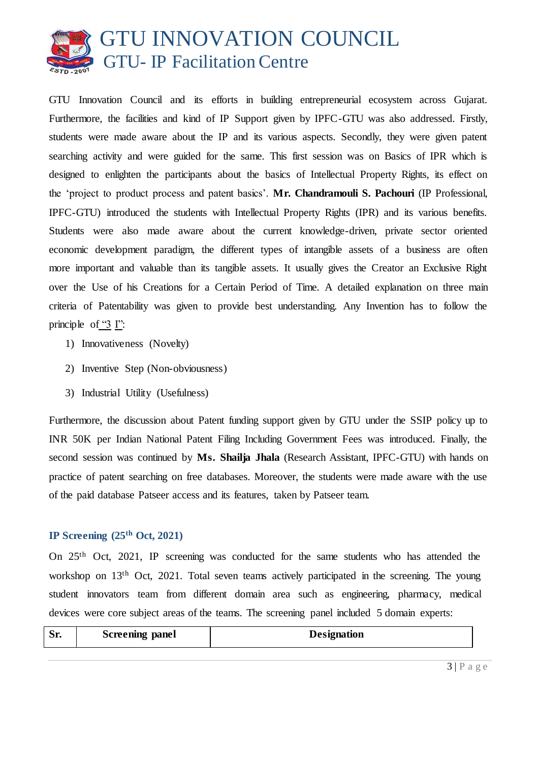GTU Innovation Council and its efforts in building entrepreneurial ecosystem across Gujarat. Furthermore, the facilities and kind of IP Support given by IPFC-GTU was also addressed. Firstly, students were made aware about the IP and its various aspects. Secondly, they were given patent searching activity and were guided for the same. This first session was on Basics of IPR which is designed to enlighten the participants about the basics of Intellectual Property Rights, its effect on the 'project to product process and patent basics'. **Mr. Chandramouli S. Pachouri** (IP Professional, IPFC-GTU) introduced the students with Intellectual Property Rights (IPR) and its various benefits. Students were also made aware about the current knowledge-driven, private sector oriented economic development paradigm, the different types of intangible assets of a business are often more important and valuable than its tangible assets. It usually gives the Creator an Exclusive Right over the Use of his Creations for a Certain Period of Time. A detailed explanation on three main criteria of Patentability was given to provide best understanding. Any Invention has to follow the principle of "3 I":

1) Innovativeness (Novelty)
2) Inventive Step (Non-obviousness)
3) Industrial Utility (Usefulness)

Furthermore, the discussion about Patent funding support given by GTU under the SSIP policy up to INR 50K per Indian National Patent Filing Including Government Fees was introduced. Finally, the second session was continued by **Ms. Shailja Jhala** (Research Assistant, IPFC-GTU) with hands on practice of patent searching on free databases. Moreover, the students were made aware with the use of the paid database Patseer access and its features, taken by Patseer team.

### IP Screening (25th Oct, 2021)

On 25th Oct, 2021, IP screening was conducted for the same students who has attended the workshop on 13th Oct, 2021. Total seven teams actively participated in the screening. The young student innovators team from different domain area such as engineering, pharmacy, medical devices were core subject areas of the teams. The screening panel included 5 domain experts:

| Sr. | Screening panel | Designation |
|---|---|---|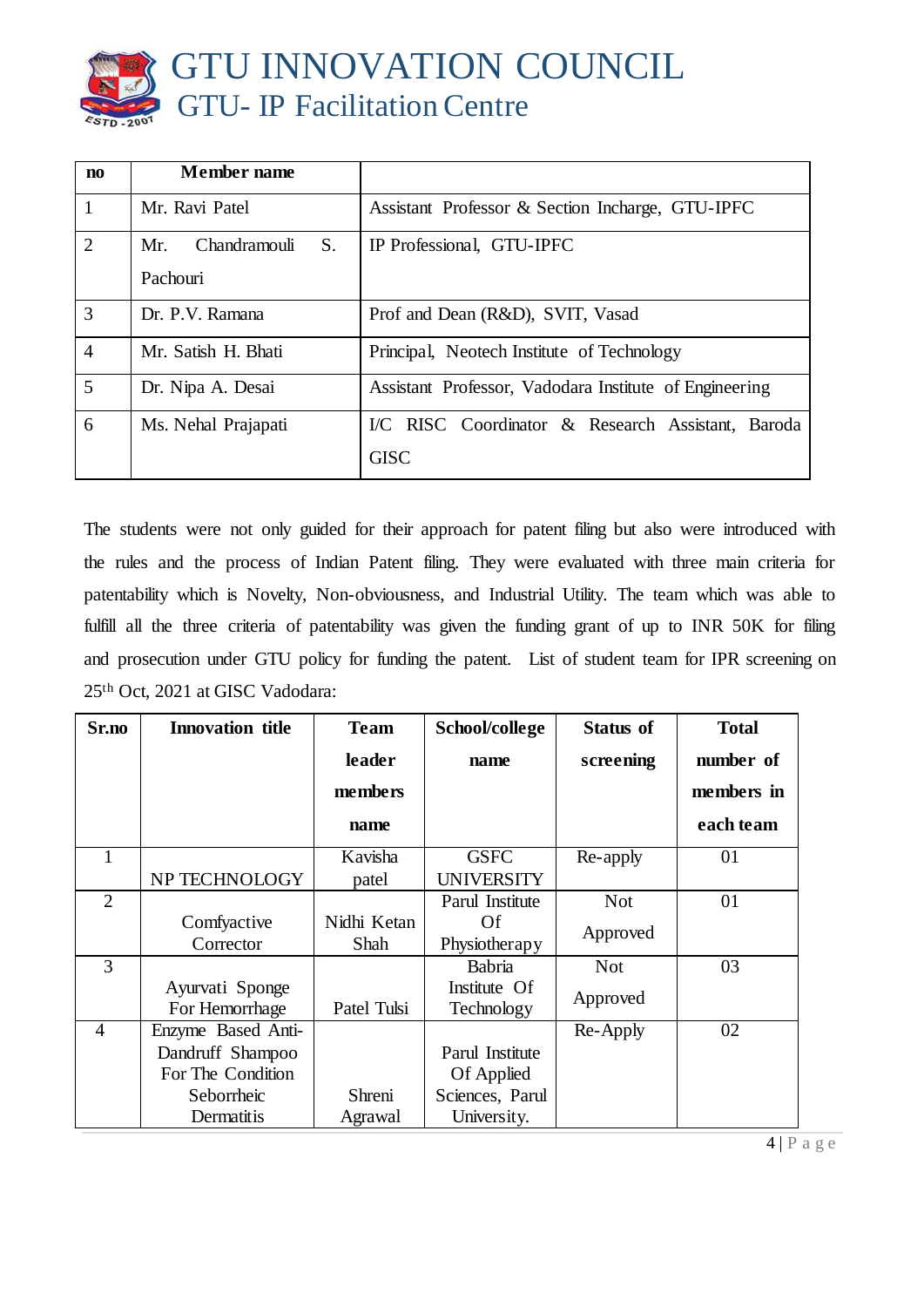| no | Member name | |
|---|---|---|
| 1 | Mr. Ravi Patel | Assistant Professor & Section Incharge, GTU-IPFC |
| 2 | Mr. Chandramouli S. Pachouri | IP Professional, GTU-IPFC |
| 3 | Dr. P.V. Ramana | Prof and Dean (R&D), SVIT, Vasad |
| 4 | Mr. Satish H. Bhati | Principal, Neotech Institute of Technology |
| 5 | Dr. Nipa A. Desai | Assistant Professor, Vadodara Institute of Engineering |
| 6 | Ms. Nehal Prajapati | I/C RISC Coordinator & Research Assistant, Baroda GISC |

The students were not only guided for their approach for patent filing but also were introduced with the rules and the process of Indian Patent filing. They were evaluated with three main criteria for patentability which is Novelty, Non-obviousness, and Industrial Utility. The team which was able to fulfill all the three criteria of patentability was given the funding grant of up to INR 50K for filing and prosecution under GTU policy for funding the patent. List of student team for IPR screening on 25th Oct, 2021 at GISC Vadodara:

| Sr.no | Innovation title | Team leader members name | School/college name | Status of screening | Total number of members in each team |
|---|---|---|---|---|---|
| 1 | NP TECHNOLOGY | Kavisha patel | GSFC UNIVERSITY | Re-apply | 01 |
| 2 | Comfyactive Corrector | Nidhi Ketan Shah | Parul Institute Of Physiotherapy | Not Approved | 01 |
| 3 | Ayurvati Sponge For Hemorrhage | Patel Tulsi | Babria Institute Of Technology | Not Approved | 03 |
| 4 | Enzyme Based Anti-Dandruff Shampoo For The Condition Seborrheic Dermatitis | Shreni Agrawal | Parul Institute Of Applied Sciences, Parul University. | Re-Apply | 02 |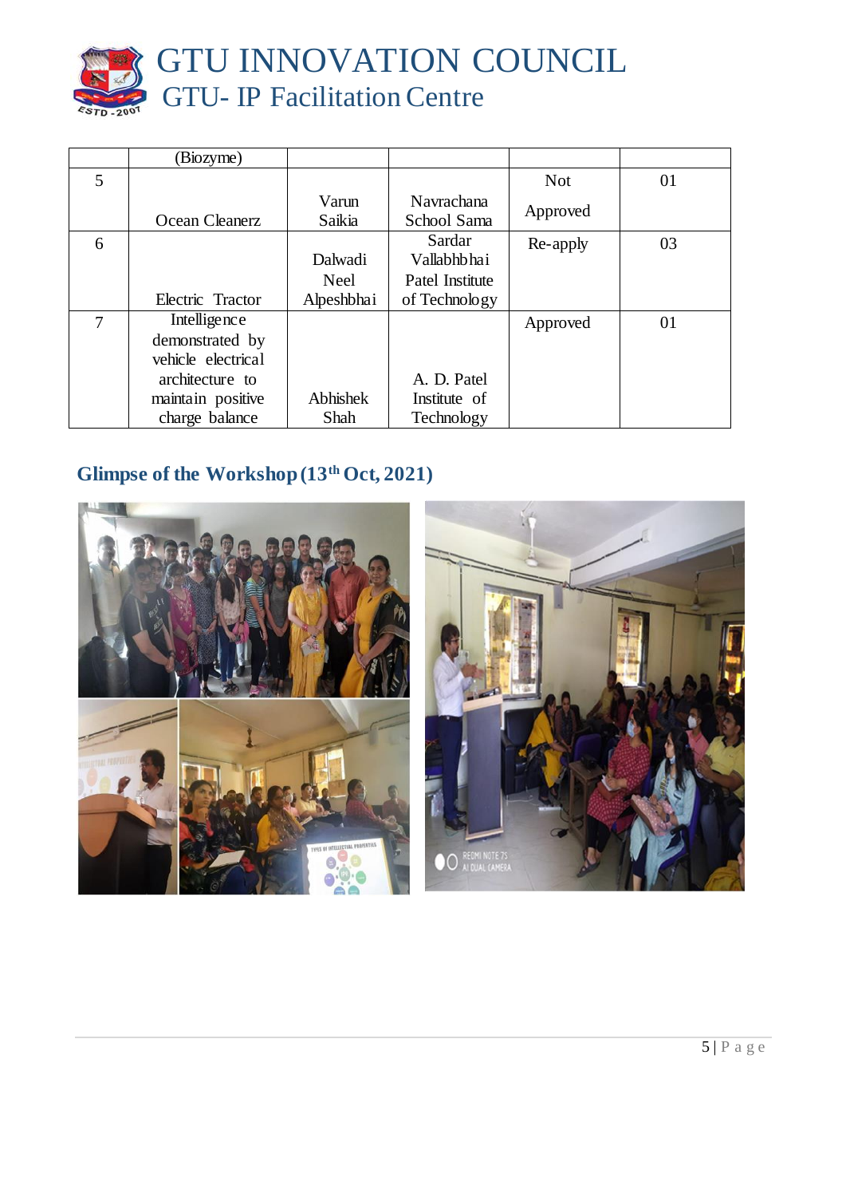|   | (Biozyme) |   |   |   |   |
|---|---|---|---|---|---|
| 5 | Ocean Cleanerz | Varun Saikia | Navrachana School Sama | Not Approved | 01 |
| 6 | Electric Tractor | Dalwadi Neel Alpeshbhai | Sardar Vallabhbhai Patel Institute of Technology | Re-apply | 03 |
| 7 | Intelligence demonstrated by vehicle electrical architecture to maintain positive charge balance | Abhishek Shah | A. D. Patel Institute of Technology | Approved | 01 |

## Glimpse of the Workshop (13th Oct, 2021)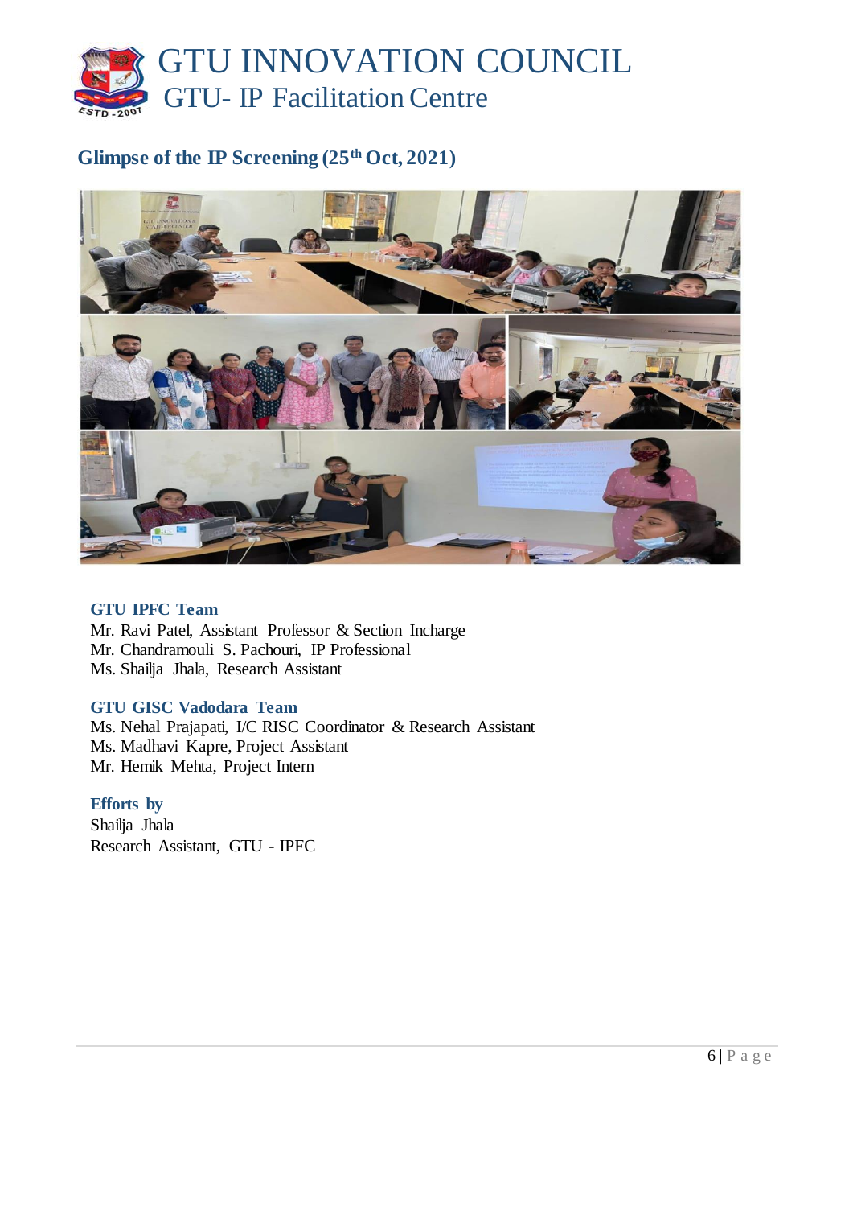# GTU INNOVATION COUNCIL
## GTU- IP Facilitation Centre

### Glimpse of the IP Screening (25th Oct, 2021)

**GTU IPFC Team**
Mr. Ravi Patel, Assistant Professor & Section Incharge
Mr. Chandramouli S. Pachouri, IP Professional
Ms. Shailja Jhala, Research Assistant

**GTU GISC Vadodara Team**
Ms. Nehal Prajapati, I/C RISC Coordinator & Research Assistant
Ms. Madhavi Kapre, Project Assistant
Mr. Hemik Mehta, Project Intern

**Efforts by**
Shailja Jhala
Research Assistant, GTU - IPFC